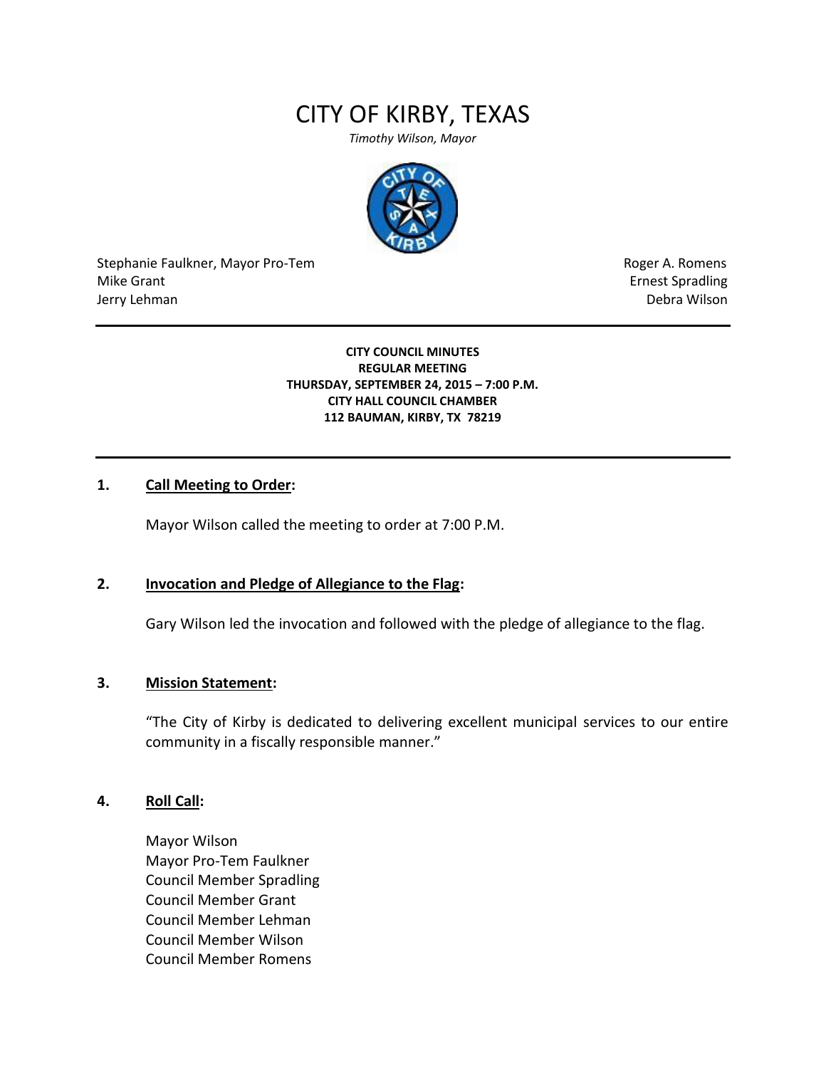# CITY OF KIRBY, TEXAS

*Timothy Wilson, Mayor*

Stephanie Faulkner, Mayor Pro-Tem
Mike Grant
Jerry Lehman

Roger A. Romens
Ernest Spradling
Debra Wilson

**CITY COUNCIL MINUTES**
**REGULAR MEETING**
**THURSDAY, SEPTEMBER 24, 2015 – 7:00 P.M.**
**CITY HALL COUNCIL CHAMBER**
**112 BAUMAN, KIRBY, TX 78219**

**1. Call Meeting to Order:**

Mayor Wilson called the meeting to order at 7:00 P.M.

**2. Invocation and Pledge of Allegiance to the Flag:**

Gary Wilson led the invocation and followed with the pledge of allegiance to the flag.

**3. Mission Statement:**

"The City of Kirby is dedicated to delivering excellent municipal services to our entire community in a fiscally responsible manner."

**4. Roll Call:**

Mayor Wilson
Mayor Pro-Tem Faulkner
Council Member Spradling
Council Member Grant
Council Member Lehman
Council Member Wilson
Council Member Romens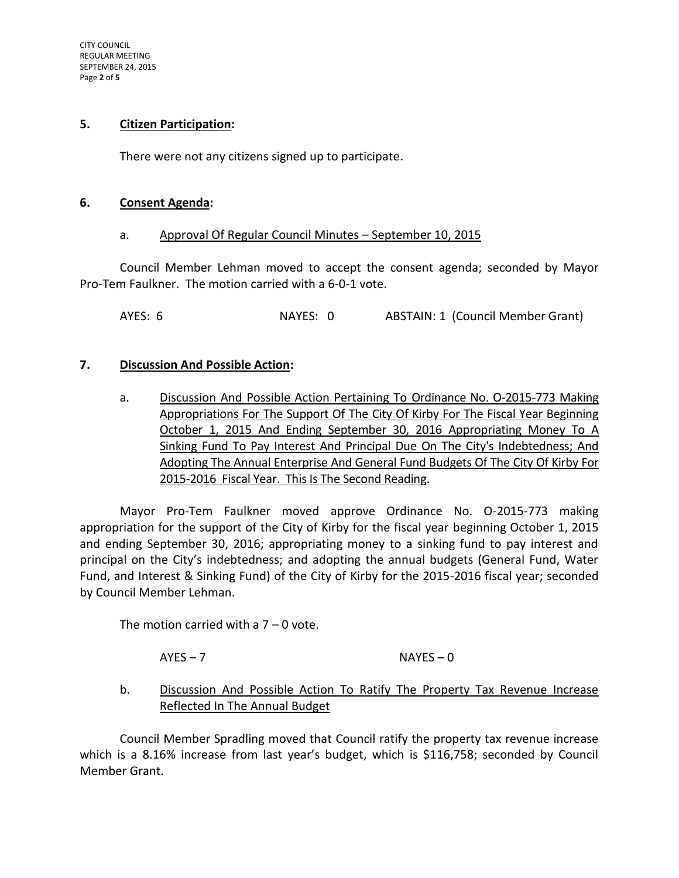## 5. Citizen Participation:

There were not any citizens signed up to participate.

## 6. Consent Agenda:

a. Approval Of Regular Council Minutes – September 10, 2015

Council Member Lehman moved to accept the consent agenda; seconded by Mayor Pro-Tem Faulkner. The motion carried with a 6-0-1 vote.

AYES: 6 NAYES: 0 ABSTAIN: 1 (Council Member Grant)

## 7. Discussion And Possible Action:

a. Discussion And Possible Action Pertaining To Ordinance No. O-2015-773 Making Appropriations For The Support Of The City Of Kirby For The Fiscal Year Beginning October 1, 2015 And Ending September 30, 2016 Appropriating Money To A Sinking Fund To Pay Interest And Principal Due On The City's Indebtedness; And Adopting The Annual Enterprise And General Fund Budgets Of The City Of Kirby For 2015-2016 Fiscal Year. This Is The Second Reading.

Mayor Pro-Tem Faulkner moved approve Ordinance No. O-2015-773 making appropriation for the support of the City of Kirby for the fiscal year beginning October 1, 2015 and ending September 30, 2016; appropriating money to a sinking fund to pay interest and principal on the City's indebtedness; and adopting the annual budgets (General Fund, Water Fund, and Interest & Sinking Fund) of the City of Kirby for the 2015-2016 fiscal year; seconded by Council Member Lehman.

The motion carried with a 7 – 0 vote.

AYES – 7 NAYES – 0

b. Discussion And Possible Action To Ratify The Property Tax Revenue Increase Reflected In The Annual Budget

Council Member Spradling moved that Council ratify the property tax revenue increase which is a 8.16% increase from last year's budget, which is $116,758; seconded by Council Member Grant.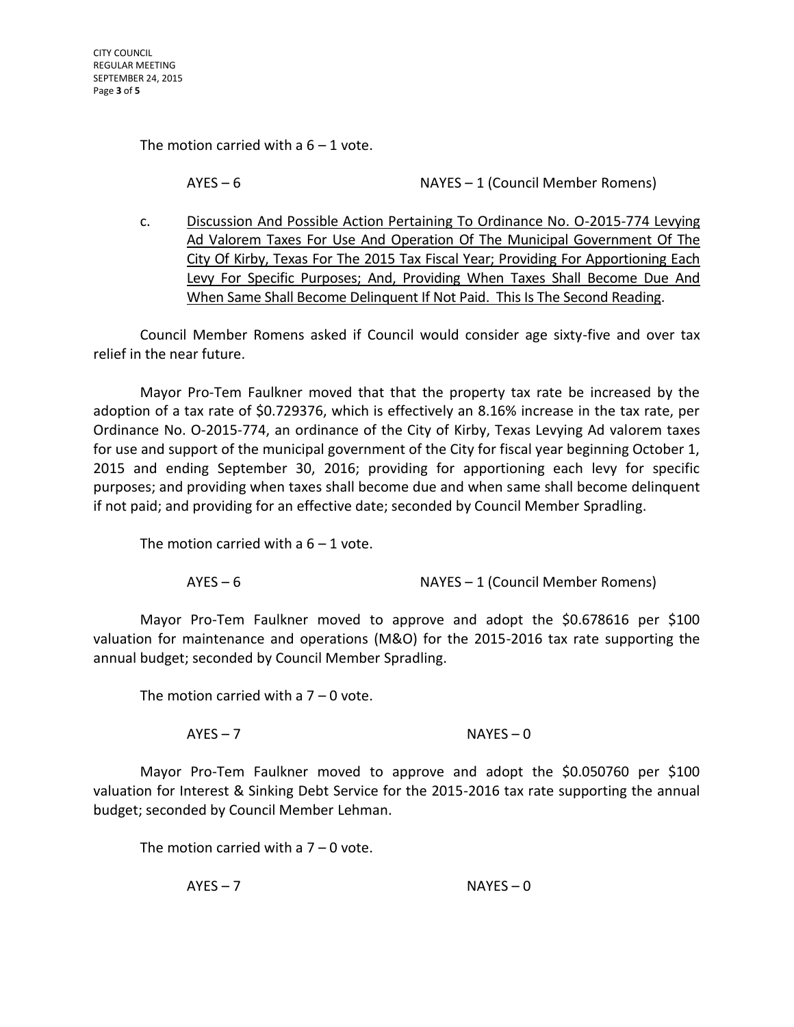The motion carried with a 6 – 1 vote.

AYES – 6 NAYES – 1 (Council Member Romens)

c. Discussion And Possible Action Pertaining To Ordinance No. O-2015-774 Levying Ad Valorem Taxes For Use And Operation Of The Municipal Government Of The City Of Kirby, Texas For The 2015 Tax Fiscal Year; Providing For Apportioning Each Levy For Specific Purposes; And, Providing When Taxes Shall Become Due And When Same Shall Become Delinquent If Not Paid. This Is The Second Reading.

Council Member Romens asked if Council would consider age sixty-five and over tax relief in the near future.

Mayor Pro-Tem Faulkner moved that that the property tax rate be increased by the adoption of a tax rate of $0.729376, which is effectively an 8.16% increase in the tax rate, per Ordinance No. O-2015-774, an ordinance of the City of Kirby, Texas Levying Ad valorem taxes for use and support of the municipal government of the City for fiscal year beginning October 1, 2015 and ending September 30, 2016; providing for apportioning each levy for specific purposes; and providing when taxes shall become due and when same shall become delinquent if not paid; and providing for an effective date; seconded by Council Member Spradling.

The motion carried with a 6 – 1 vote.

AYES – 6 NAYES – 1 (Council Member Romens)

Mayor Pro-Tem Faulkner moved to approve and adopt the $0.678616 per $100 valuation for maintenance and operations (M&O) for the 2015-2016 tax rate supporting the annual budget; seconded by Council Member Spradling.

The motion carried with a 7 – 0 vote.

AYES – 7 NAYES – 0

Mayor Pro-Tem Faulkner moved to approve and adopt the $0.050760 per $100 valuation for Interest & Sinking Debt Service for the 2015-2016 tax rate supporting the annual budget; seconded by Council Member Lehman.

The motion carried with a 7 – 0 vote.

AYES – 7 NAYES – 0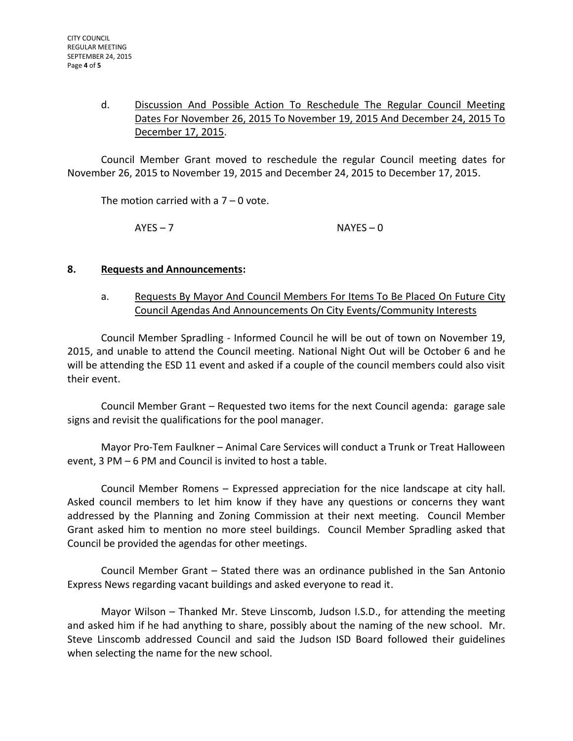d. Discussion And Possible Action To Reschedule The Regular Council Meeting Dates For November 26, 2015 To November 19, 2015 And December 24, 2015 To December 17, 2015.

Council Member Grant moved to reschedule the regular Council meeting dates for November 26, 2015 to November 19, 2015 and December 24, 2015 to December 17, 2015.

The motion carried with a 7 – 0 vote.

AYES – 7 NAYES – 0

**8. Requests and Announcements:**

a. Requests By Mayor And Council Members For Items To Be Placed On Future City Council Agendas And Announcements On City Events/Community Interests

Council Member Spradling - Informed Council he will be out of town on November 19, 2015, and unable to attend the Council meeting. National Night Out will be October 6 and he will be attending the ESD 11 event and asked if a couple of the council members could also visit their event.

Council Member Grant – Requested two items for the next Council agenda: garage sale signs and revisit the qualifications for the pool manager.

Mayor Pro-Tem Faulkner – Animal Care Services will conduct a Trunk or Treat Halloween event, 3 PM – 6 PM and Council is invited to host a table.

Council Member Romens – Expressed appreciation for the nice landscape at city hall. Asked council members to let him know if they have any questions or concerns they want addressed by the Planning and Zoning Commission at their next meeting. Council Member Grant asked him to mention no more steel buildings. Council Member Spradling asked that Council be provided the agendas for other meetings.

Council Member Grant – Stated there was an ordinance published in the San Antonio Express News regarding vacant buildings and asked everyone to read it.

Mayor Wilson – Thanked Mr. Steve Linscomb, Judson I.S.D., for attending the meeting and asked him if he had anything to share, possibly about the naming of the new school. Mr. Steve Linscomb addressed Council and said the Judson ISD Board followed their guidelines when selecting the name for the new school.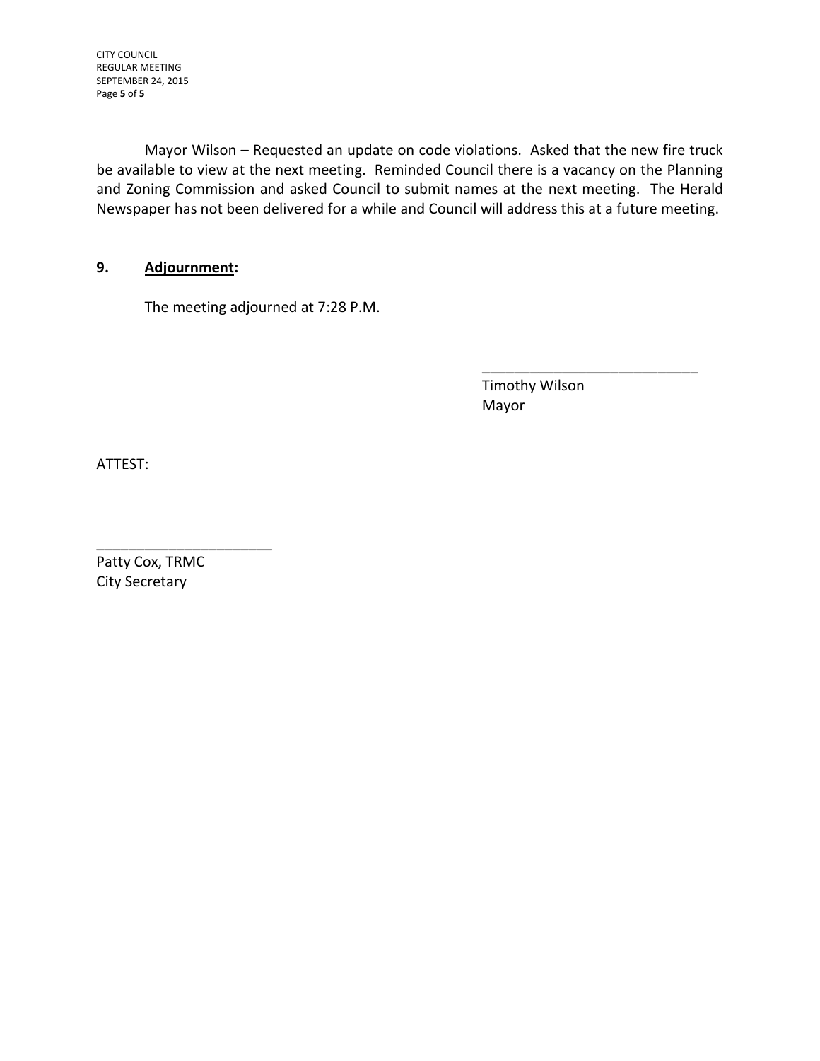Mayor Wilson – Requested an update on code violations. Asked that the new fire truck be available to view at the next meeting. Reminded Council there is a vacancy on the Planning and Zoning Commission and asked Council to submit names at the next meeting. The Herald Newspaper has not been delivered for a while and Council will address this at a future meeting.

## 9. **Adjournment:**

The meeting adjourned at 7:28 P.M.

___________________________
Timothy Wilson
Mayor

ATTEST:

______________________
Patty Cox, TRMC
City Secretary